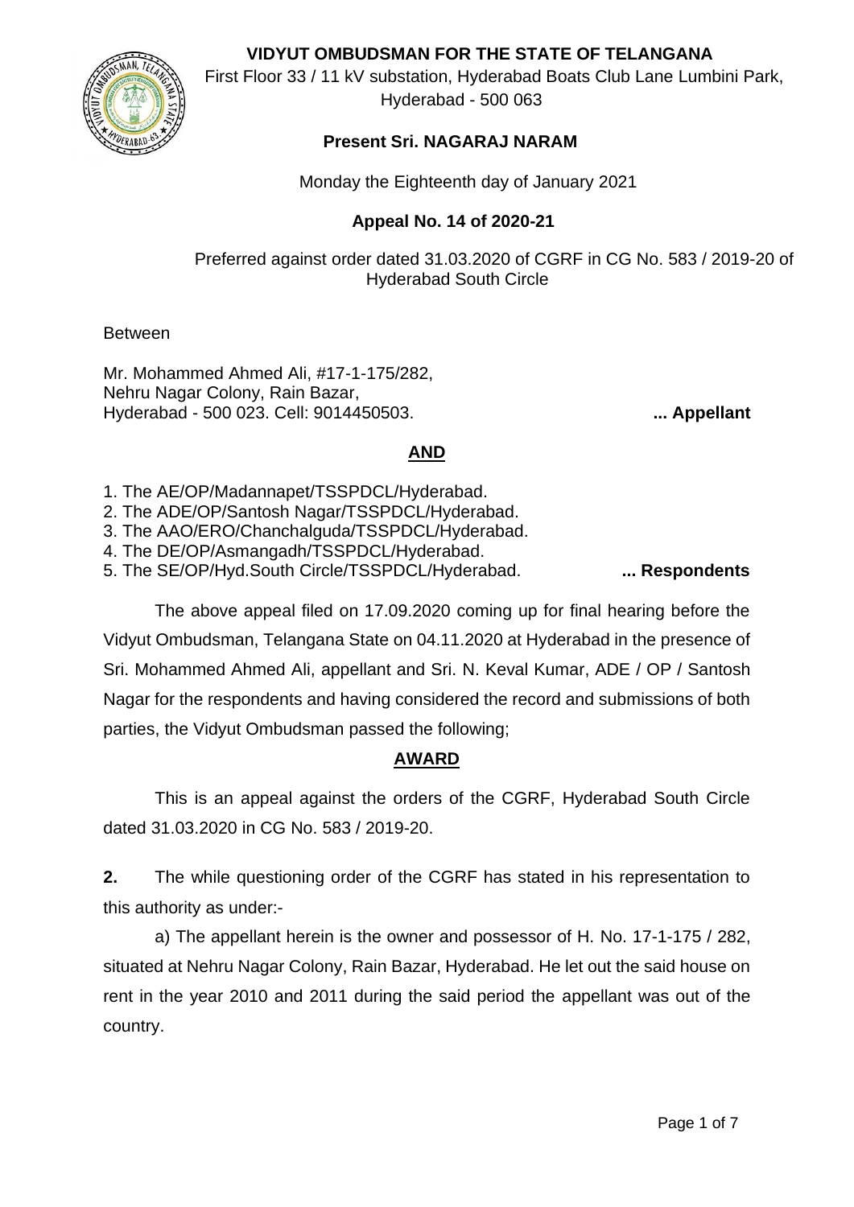**VIDYUT OMBUDSMAN FOR THE STATE OF TELANGANA**

First Floor 33 / 11 kV substation, Hyderabad Boats Club Lane Lumbini Park, Hyderabad - 500 063

**Present Sri. NAGARAJ NARAM**

Monday the Eighteenth day of January 2021

**Appeal No. 14 of 2020-21**

Preferred against order dated 31.03.2020 of CGRF in CG No. 583 / 2019-20 of Hyderabad South Circle

Between

Mr. Mohammed Ahmed Ali, #17-1-175/282,
Nehru Nagar Colony, Rain Bazar,
Hyderabad - 500 023. Cell: 9014450503. **... Appellant**

**AND**

1. The AE/OP/Madannapet/TSSPDCL/Hyderabad.
2. The ADE/OP/Santosh Nagar/TSSPDCL/Hyderabad.
3. The AAO/ERO/Chanchalguda/TSSPDCL/Hyderabad.
4. The DE/OP/Asmangadh/TSSPDCL/Hyderabad.
5. The SE/OP/Hyd.South Circle/TSSPDCL/Hyderabad. **... Respondents**

The above appeal filed on 17.09.2020 coming up for final hearing before the Vidyut Ombudsman, Telangana State on 04.11.2020 at Hyderabad in the presence of Sri. Mohammed Ahmed Ali, appellant and Sri. N. Keval Kumar, ADE / OP / Santosh Nagar for the respondents and having considered the record and submissions of both parties, the Vidyut Ombudsman passed the following;

**AWARD**

This is an appeal against the orders of the CGRF, Hyderabad South Circle dated 31.03.2020 in CG No. 583 / 2019-20.

**2.** The while questioning order of the CGRF has stated in his representation to this authority as under:-

a) The appellant herein is the owner and possessor of H. No. 17-1-175 / 282, situated at Nehru Nagar Colony, Rain Bazar, Hyderabad. He let out the said house on rent in the year 2010 and 2011 during the said period the appellant was out of the country.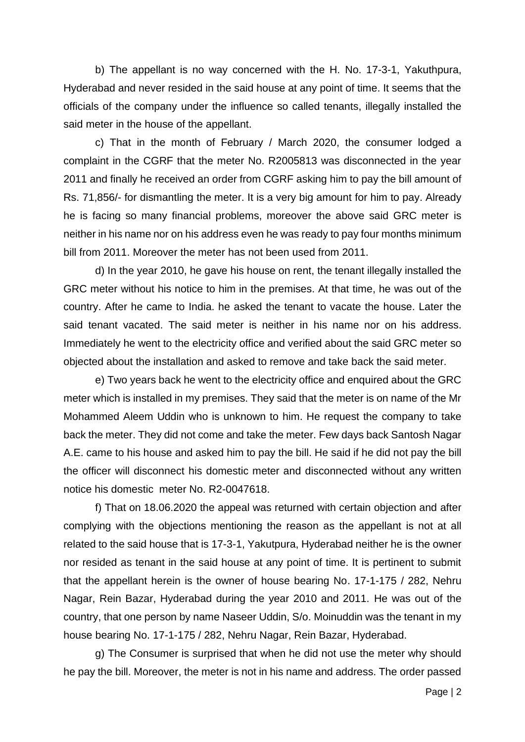b) The appellant is no way concerned with the H. No. 17-3-1, Yakuthpura, Hyderabad and never resided in the said house at any point of time. It seems that the officials of the company under the influence so called tenants, illegally installed the said meter in the house of the appellant.

c) That in the month of February / March 2020, the consumer lodged a complaint in the CGRF that the meter No. R2005813 was disconnected in the year 2011 and finally he received an order from CGRF asking him to pay the bill amount of Rs. 71,856/- for dismantling the meter. It is a very big amount for him to pay. Already he is facing so many financial problems, moreover the above said GRC meter is neither in his name nor on his address even he was ready to pay four months minimum bill from 2011. Moreover the meter has not been used from 2011.

d) In the year 2010, he gave his house on rent, the tenant illegally installed the GRC meter without his notice to him in the premises. At that time, he was out of the country. After he came to India. he asked the tenant to vacate the house. Later the said tenant vacated. The said meter is neither in his name nor on his address. Immediately he went to the electricity office and verified about the said GRC meter so objected about the installation and asked to remove and take back the said meter.

e) Two years back he went to the electricity office and enquired about the GRC meter which is installed in my premises. They said that the meter is on name of the Mr Mohammed Aleem Uddin who is unknown to him. He request the company to take back the meter. They did not come and take the meter. Few days back Santosh Nagar A.E. came to his house and asked him to pay the bill. He said if he did not pay the bill the officer will disconnect his domestic meter and disconnected without any written notice his domestic meter No. R2-0047618.

f) That on 18.06.2020 the appeal was returned with certain objection and after complying with the objections mentioning the reason as the appellant is not at all related to the said house that is 17-3-1, Yakutpura, Hyderabad neither he is the owner nor resided as tenant in the said house at any point of time. It is pertinent to submit that the appellant herein is the owner of house bearing No. 17-1-175 / 282, Nehru Nagar, Rein Bazar, Hyderabad during the year 2010 and 2011. He was out of the country, that one person by name Naseer Uddin, S/o. Moinuddin was the tenant in my house bearing No. 17-1-175 / 282, Nehru Nagar, Rein Bazar, Hyderabad.

g) The Consumer is surprised that when he did not use the meter why should he pay the bill. Moreover, the meter is not in his name and address. The order passed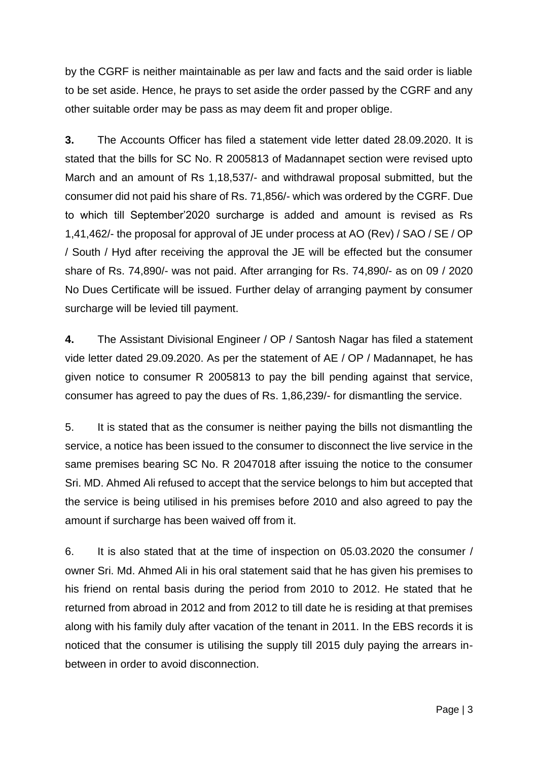by the CGRF is neither maintainable as per law and facts and the said order is liable to be set aside. Hence, he prays to set aside the order passed by the CGRF and any other suitable order may be pass as may deem fit and proper oblige.

**3.** The Accounts Officer has filed a statement vide letter dated 28.09.2020. It is stated that the bills for SC No. R 2005813 of Madannapet section were revised upto March and an amount of Rs 1,18,537/- and withdrawal proposal submitted, but the consumer did not paid his share of Rs. 71,856/- which was ordered by the CGRF. Due to which till September'2020 surcharge is added and amount is revised as Rs 1,41,462/- the proposal for approval of JE under process at AO (Rev) / SAO / SE / OP / South / Hyd after receiving the approval the JE will be effected but the consumer share of Rs. 74,890/- was not paid. After arranging for Rs. 74,890/- as on 09 / 2020 No Dues Certificate will be issued. Further delay of arranging payment by consumer surcharge will be levied till payment.

**4.** The Assistant Divisional Engineer / OP / Santosh Nagar has filed a statement vide letter dated 29.09.2020. As per the statement of AE / OP / Madannapet, he has given notice to consumer R 2005813 to pay the bill pending against that service, consumer has agreed to pay the dues of Rs. 1,86,239/- for dismantling the service.

5. It is stated that as the consumer is neither paying the bills not dismantling the service, a notice has been issued to the consumer to disconnect the live service in the same premises bearing SC No. R 2047018 after issuing the notice to the consumer Sri. MD. Ahmed Ali refused to accept that the service belongs to him but accepted that the service is being utilised in his premises before 2010 and also agreed to pay the amount if surcharge has been waived off from it.

6. It is also stated that at the time of inspection on 05.03.2020 the consumer / owner Sri. Md. Ahmed Ali in his oral statement said that he has given his premises to his friend on rental basis during the period from 2010 to 2012. He stated that he returned from abroad in 2012 and from 2012 to till date he is residing at that premises along with his family duly after vacation of the tenant in 2011. In the EBS records it is noticed that the consumer is utilising the supply till 2015 duly paying the arrears in-between in order to avoid disconnection.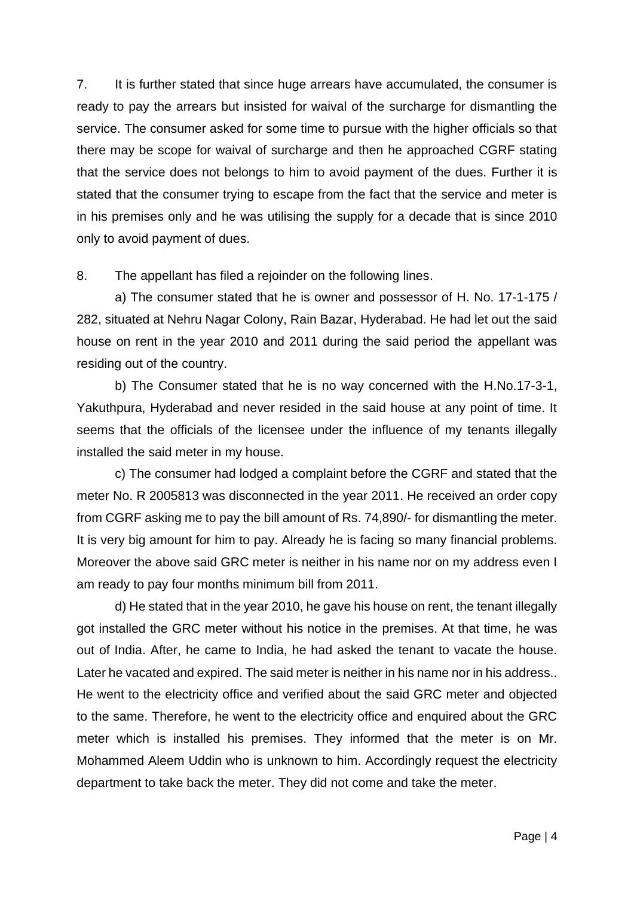7. It is further stated that since huge arrears have accumulated, the consumer is ready to pay the arrears but insisted for waival of the surcharge for dismantling the service. The consumer asked for some time to pursue with the higher officials so that there may be scope for waival of surcharge and then he approached CGRF stating that the service does not belongs to him to avoid payment of the dues. Further it is stated that the consumer trying to escape from the fact that the service and meter is in his premises only and he was utilising the supply for a decade that is since 2010 only to avoid payment of dues.

8. The appellant has filed a rejoinder on the following lines.

a) The consumer stated that he is owner and possessor of H. No. 17-1-175 / 282, situated at Nehru Nagar Colony, Rain Bazar, Hyderabad. He had let out the said house on rent in the year 2010 and 2011 during the said period the appellant was residing out of the country.

b) The Consumer stated that he is no way concerned with the H.No.17-3-1, Yakuthpura, Hyderabad and never resided in the said house at any point of time. It seems that the officials of the licensee under the influence of my tenants illegally installed the said meter in my house.

c) The consumer had lodged a complaint before the CGRF and stated that the meter No. R 2005813 was disconnected in the year 2011. He received an order copy from CGRF asking me to pay the bill amount of Rs. 74,890/- for dismantling the meter. It is very big amount for him to pay. Already he is facing so many financial problems. Moreover the above said GRC meter is neither in his name nor on my address even I am ready to pay four months minimum bill from 2011.

d) He stated that in the year 2010, he gave his house on rent, the tenant illegally got installed the GRC meter without his notice in the premises. At that time, he was out of India. After, he came to India, he had asked the tenant to vacate the house. Later he vacated and expired. The said meter is neither in his name nor in his address.. He went to the electricity office and verified about the said GRC meter and objected to the same. Therefore, he went to the electricity office and enquired about the GRC meter which is installed his premises. They informed that the meter is on Mr. Mohammed Aleem Uddin who is unknown to him. Accordingly request the electricity department to take back the meter. They did not come and take the meter.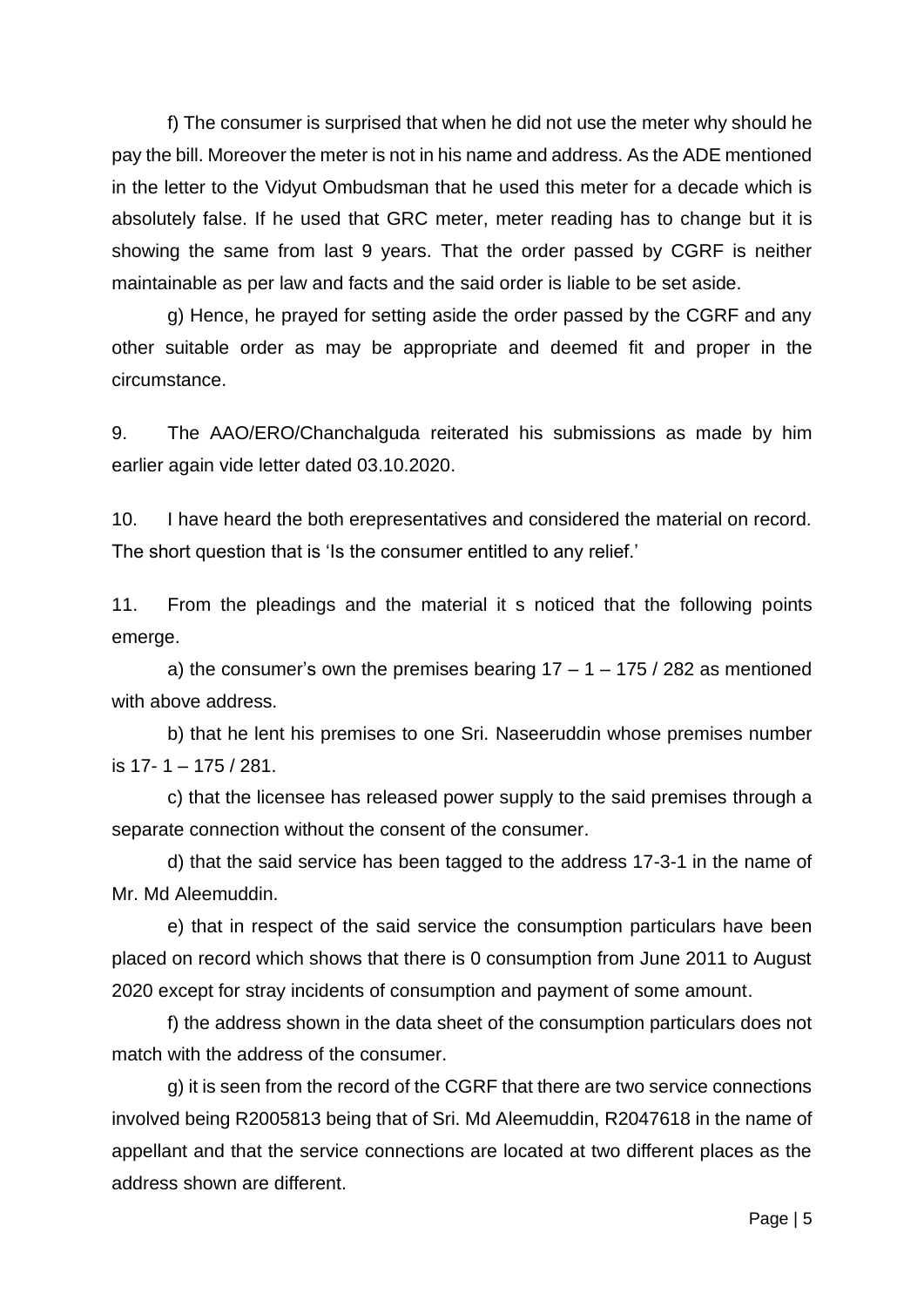f) The consumer is surprised that when he did not use the meter why should he pay the bill. Moreover the meter is not in his name and address. As the ADE mentioned in the letter to the Vidyut Ombudsman that he used this meter for a decade which is absolutely false. If he used that GRC meter, meter reading has to change but it is showing the same from last 9 years. That the order passed by CGRF is neither maintainable as per law and facts and the said order is liable to be set aside.

g) Hence, he prayed for setting aside the order passed by the CGRF and any other suitable order as may be appropriate and deemed fit and proper in the circumstance.

9. The AAO/ERO/Chanchalguda reiterated his submissions as made by him earlier again vide letter dated 03.10.2020.

10. I have heard the both erepresentatives and considered the material on record. The short question that is 'Is the consumer entitled to any relief.'

11. From the pleadings and the material it s noticed that the following points emerge.

a) the consumer's own the premises bearing 17 – 1 – 175 / 282 as mentioned with above address.

b) that he lent his premises to one Sri. Naseeruddin whose premises number is 17- 1 – 175 / 281.

c) that the licensee has released power supply to the said premises through a separate connection without the consent of the consumer.

d) that the said service has been tagged to the address 17-3-1 in the name of Mr. Md Aleemuddin.

e) that in respect of the said service the consumption particulars have been placed on record which shows that there is 0 consumption from June 2011 to August 2020 except for stray incidents of consumption and payment of some amount.

f) the address shown in the data sheet of the consumption particulars does not match with the address of the consumer.

g) it is seen from the record of the CGRF that there are two service connections involved being R2005813 being that of Sri. Md Aleemuddin, R2047618 in the name of appellant and that the service connections are located at two different places as the address shown are different.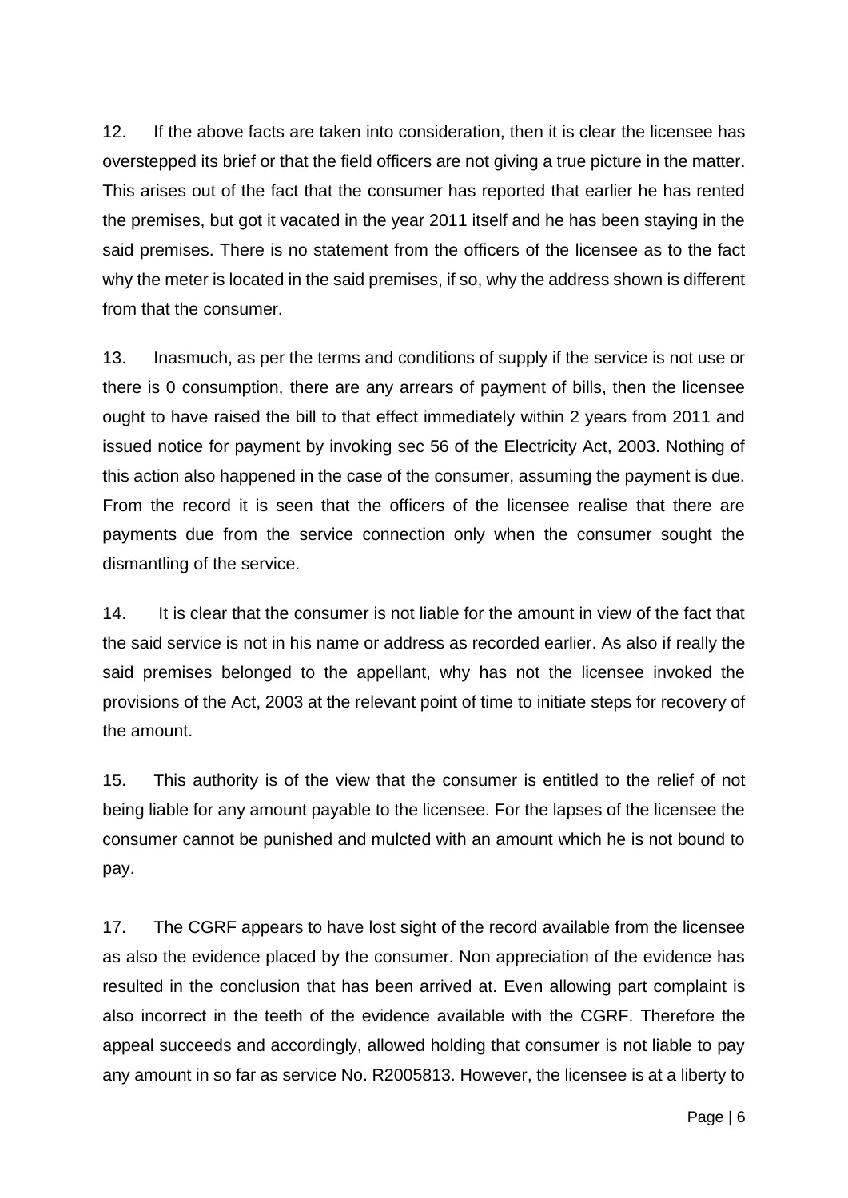12. If the above facts are taken into consideration, then it is clear the licensee has overstepped its brief or that the field officers are not giving a true picture in the matter. This arises out of the fact that the consumer has reported that earlier he has rented the premises, but got it vacated in the year 2011 itself and he has been staying in the said premises. There is no statement from the officers of the licensee as to the fact why the meter is located in the said premises, if so, why the address shown is different from that the consumer.

13. Inasmuch, as per the terms and conditions of supply if the service is not use or there is 0 consumption, there are any arrears of payment of bills, then the licensee ought to have raised the bill to that effect immediately within 2 years from 2011 and issued notice for payment by invoking sec 56 of the Electricity Act, 2003. Nothing of this action also happened in the case of the consumer, assuming the payment is due. From the record it is seen that the officers of the licensee realise that there are payments due from the service connection only when the consumer sought the dismantling of the service.

14. It is clear that the consumer is not liable for the amount in view of the fact that the said service is not in his name or address as recorded earlier. As also if really the said premises belonged to the appellant, why has not the licensee invoked the provisions of the Act, 2003 at the relevant point of time to initiate steps for recovery of the amount.

15. This authority is of the view that the consumer is entitled to the relief of not being liable for any amount payable to the licensee. For the lapses of the licensee the consumer cannot be punished and mulcted with an amount which he is not bound to pay.

17. The CGRF appears to have lost sight of the record available from the licensee as also the evidence placed by the consumer. Non appreciation of the evidence has resulted in the conclusion that has been arrived at. Even allowing part complaint is also incorrect in the teeth of the evidence available with the CGRF. Therefore the appeal succeeds and accordingly, allowed holding that consumer is not liable to pay any amount in so far as service No. R2005813. However, the licensee is at a liberty to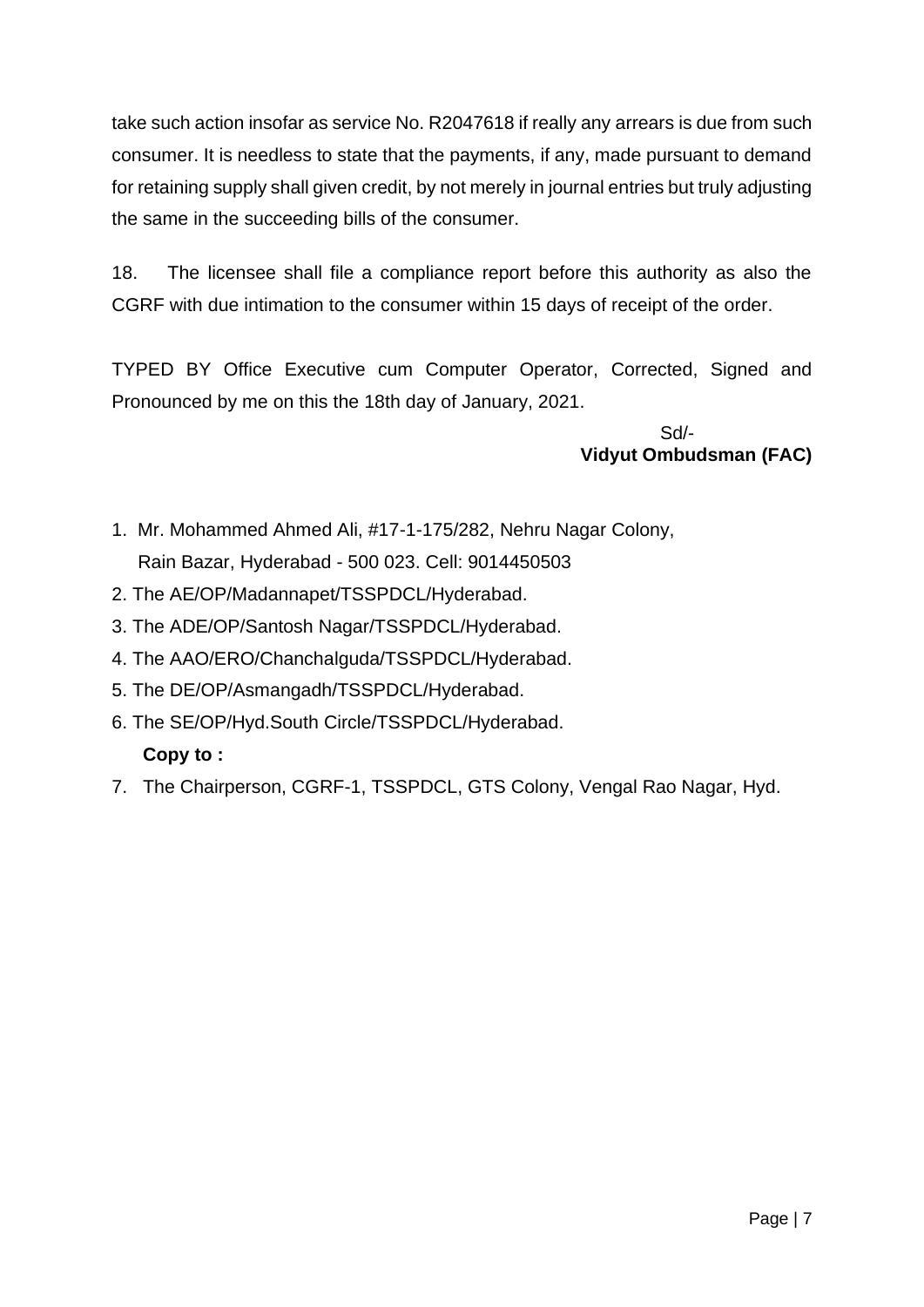take such action insofar as service No. R2047618 if really any arrears is due from such consumer. It is needless to state that the payments, if any, made pursuant to demand for retaining supply shall given credit, by not merely in journal entries but truly adjusting the same in the succeeding bills of the consumer.

18. The licensee shall file a compliance report before this authority as also the CGRF with due intimation to the consumer within 15 days of receipt of the order.

TYPED BY Office Executive cum Computer Operator, Corrected, Signed and Pronounced by me on this the 18th day of January, 2021.

Sd/-
**Vidyut Ombudsman (FAC)**

1. Mr. Mohammed Ahmed Ali, #17-1-175/282, Nehru Nagar Colony, Rain Bazar, Hyderabad - 500 023. Cell: 9014450503
2. The AE/OP/Madannapet/TSSPDCL/Hyderabad.
3. The ADE/OP/Santosh Nagar/TSSPDCL/Hyderabad.
4. The AAO/ERO/Chanchalguda/TSSPDCL/Hyderabad.
5. The DE/OP/Asmangadh/TSSPDCL/Hyderabad.
6. The SE/OP/Hyd.South Circle/TSSPDCL/Hyderabad.

**Copy to :**

7. The Chairperson, CGRF-1, TSSPDCL, GTS Colony, Vengal Rao Nagar, Hyd.